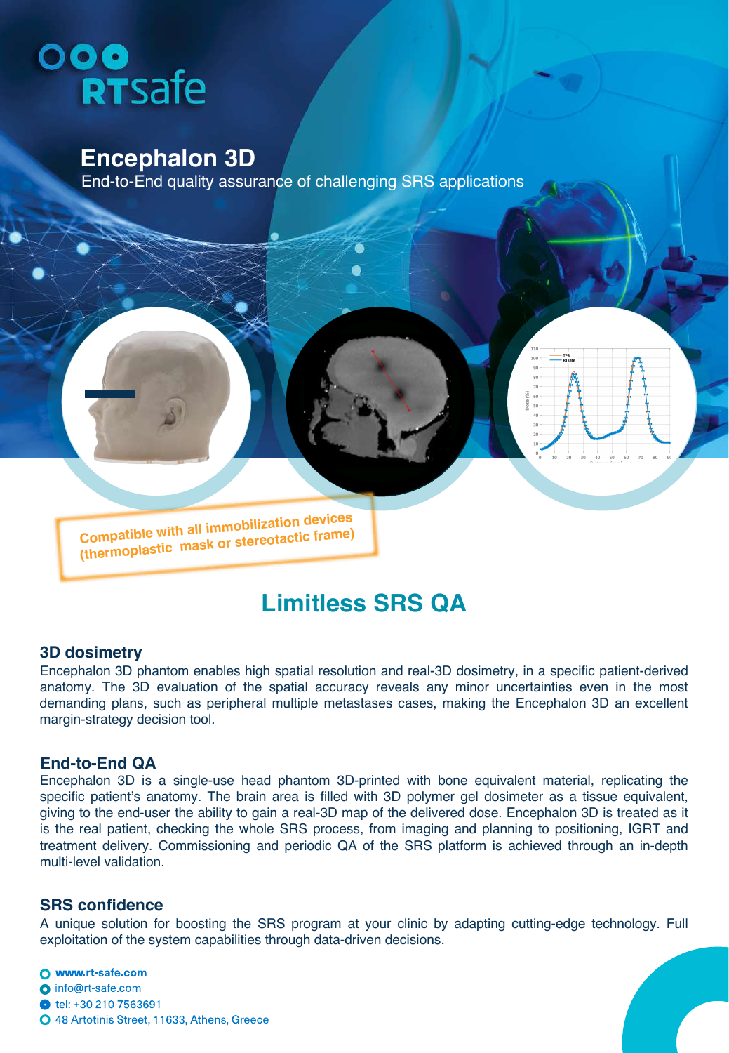RTsafe

# Encephalon 3D

End-to-End quality assurance of challenging SRS applications

**Compatible with all immobilization devices (thermoplastic mask or stereotactic frame)**

## Limitless SRS QA

### 3D dosimetry

Encephalon 3D phantom enables high spatial resolution and real-3D dosimetry, in a specific patient-derived anatomy. The 3D evaluation of the spatial accuracy reveals any minor uncertainties even in the most demanding plans, such as peripheral multiple metastases cases, making the Encephalon 3D an excellent margin-strategy decision tool.

### End-to-End QA

Encephalon 3D is a single-use head phantom 3D-printed with bone equivalent material, replicating the specific patient's anatomy. The brain area is filled with 3D polymer gel dosimeter as a tissue equivalent, giving to the end-user the ability to gain a real-3D map of the delivered dose. Encephalon 3D is treated as it is the real patient, checking the whole SRS process, from imaging and planning to positioning, IGRT and treatment delivery. Commissioning and periodic QA of the SRS platform is achieved through an in-depth multi-level validation.

### SRS confidence

A unique solution for boosting the SRS program at your clinic by adapting cutting-edge technology. Full exploitation of the system capabilities through data-driven decisions.

- **www.rt-safe.com**
- info@rt-safe.com
- tel: +30 210 7563691
- 48 Artotinis Street, 11633, Athens, Greece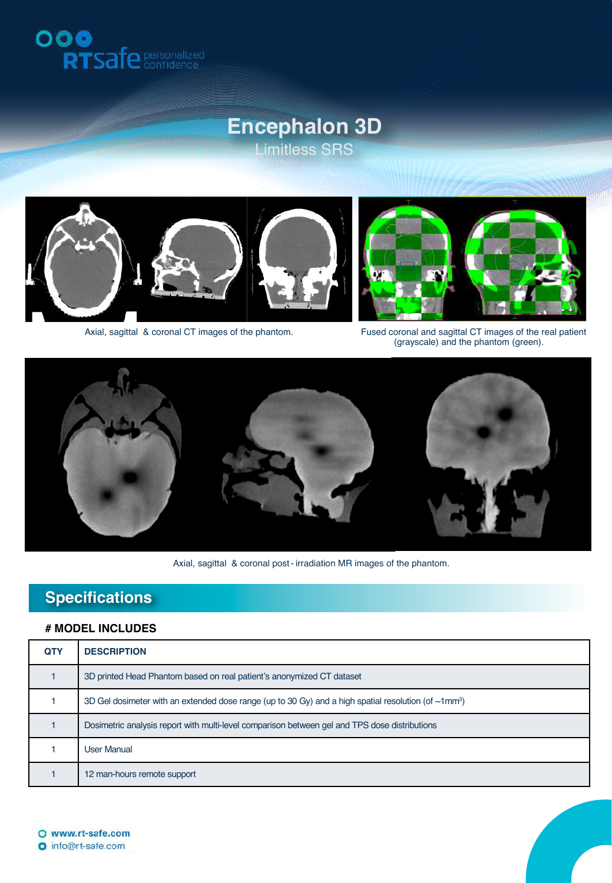# Encephalon 3D

Limitless SRS

Axial, sagittal & coronal CT images of the phantom.

Fused coronal and sagittal CT images of the real patient (grayscale) and the phantom (green).

Axial, sagittal & coronal post-irradiation MR images of the phantom.

## Specifications

### # MODEL INCLUDES

| QTY | DESCRIPTION |
|---|---|
| 1 | 3D printed Head Phantom based on real patient's anonymized CT dataset |
| 1 | 3D Gel dosimeter with an extended dose range (up to 30 Gy) and a high spatial resolution (of ~1mm$^3$) |
| 1 | Dosimetric analysis report with multi-level comparison between gel and TPS dose distributions |
| 1 | User Manual |
| 1 | 12 man-hours remote support |

www.rt-safe.com
info@rt-safe.com